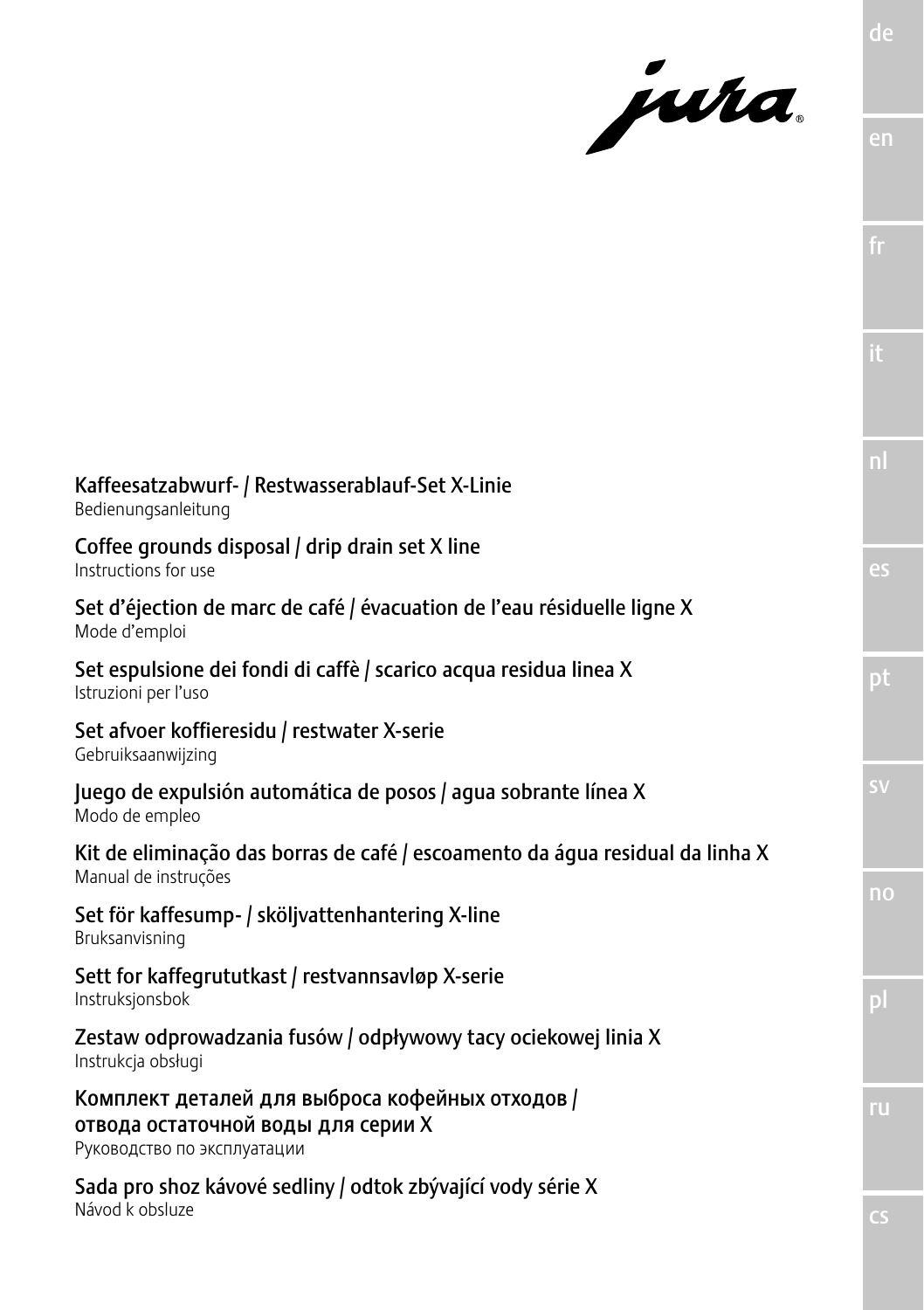jura

de

en

fr

it

nl

es

pt

sv

no

pl

ru

cs

**Kaffeesatzabwurf- / Restwasserablauf-Set X-Linie**
Bedienungsanleitung

**Coffee grounds disposal / drip drain set X line**
Instructions for use

**Set d'éjection de marc de café / évacuation de l'eau résiduelle ligne X**
Mode d'emploi

**Set espulsione dei fondi di caffè / scarico acqua residua linea X**
Istruzioni per l'uso

**Set afvoer koffieresidu / restwater X-serie**
Gebruiksaanwijzing

**Juego de expulsión automática de posos / agua sobrante línea X**
Modo de empleo

**Kit de eliminação das borras de café / escoamento da água residual da linha X**
Manual de instruções

**Set för kaffesump- / sköljvattenhantering X-line**
Bruksanvisning

**Sett for kaffegrututkast / restvannsavløp X-serie**
Instruksjonsbok

**Zestaw odprowadzania fusów / odpływowy tacy ociekowej linia X**
Instrukcja obsługi

**Комплект деталей для выброса кофейных отходов / отвода остаточной воды для серии X**
Руководство по эксплуатации

**Sada pro shoz kávové sedliny / odtok zbývající vody série X**
Návod k obsluze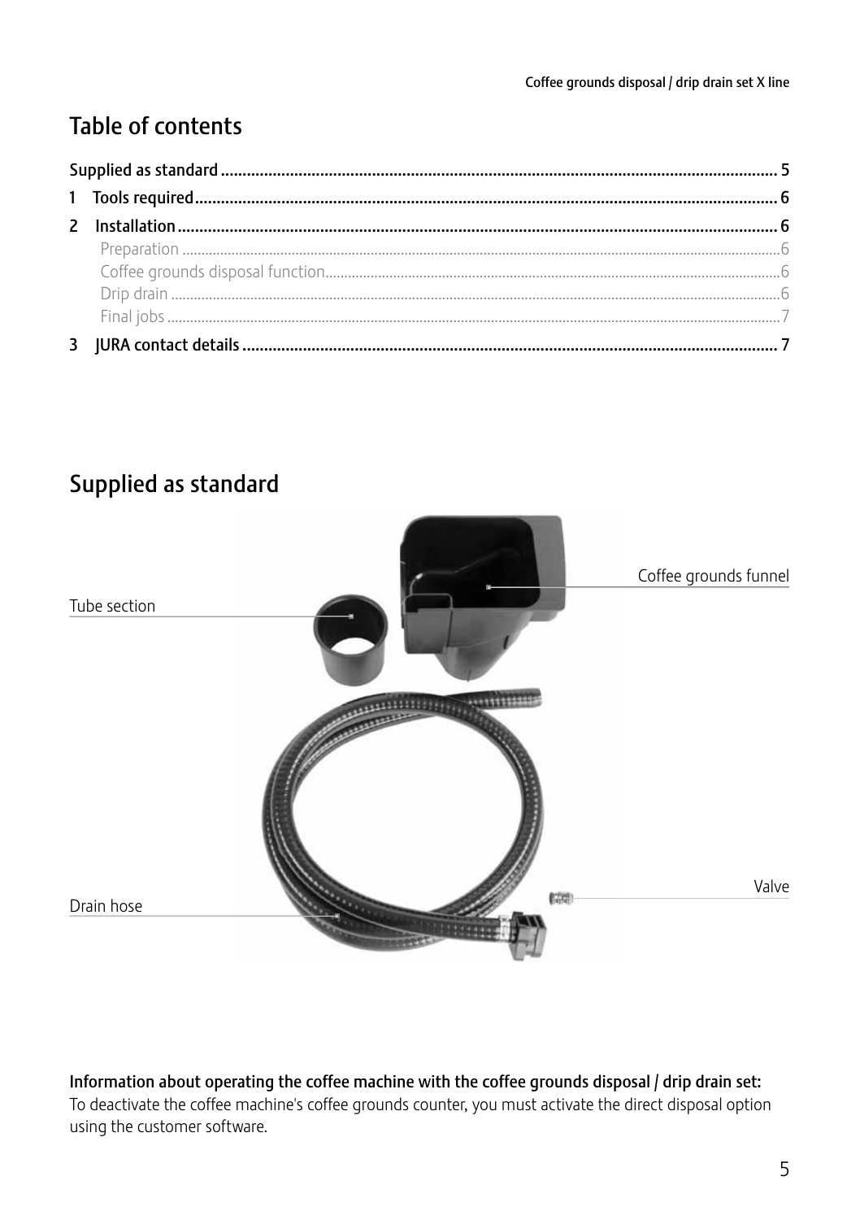# Table of contents

| | |
|---|---|
| **Supplied as standard** | **5** |
| **1 Tools required** | **6** |
| **2 Installation** | **6** |
| Preparation | 6 |
| Coffee grounds disposal function | 6 |
| Drip drain | 6 |
| Final jobs | 7 |
| **3 JURA contact details** | **7** |

# Supplied as standard

Coffee grounds funnel

Tube section

Valve

Drain hose

**Information about operating the coffee machine with the coffee grounds disposal / drip drain set:**
To deactivate the coffee machine's coffee grounds counter, you must activate the direct disposal option using the customer software.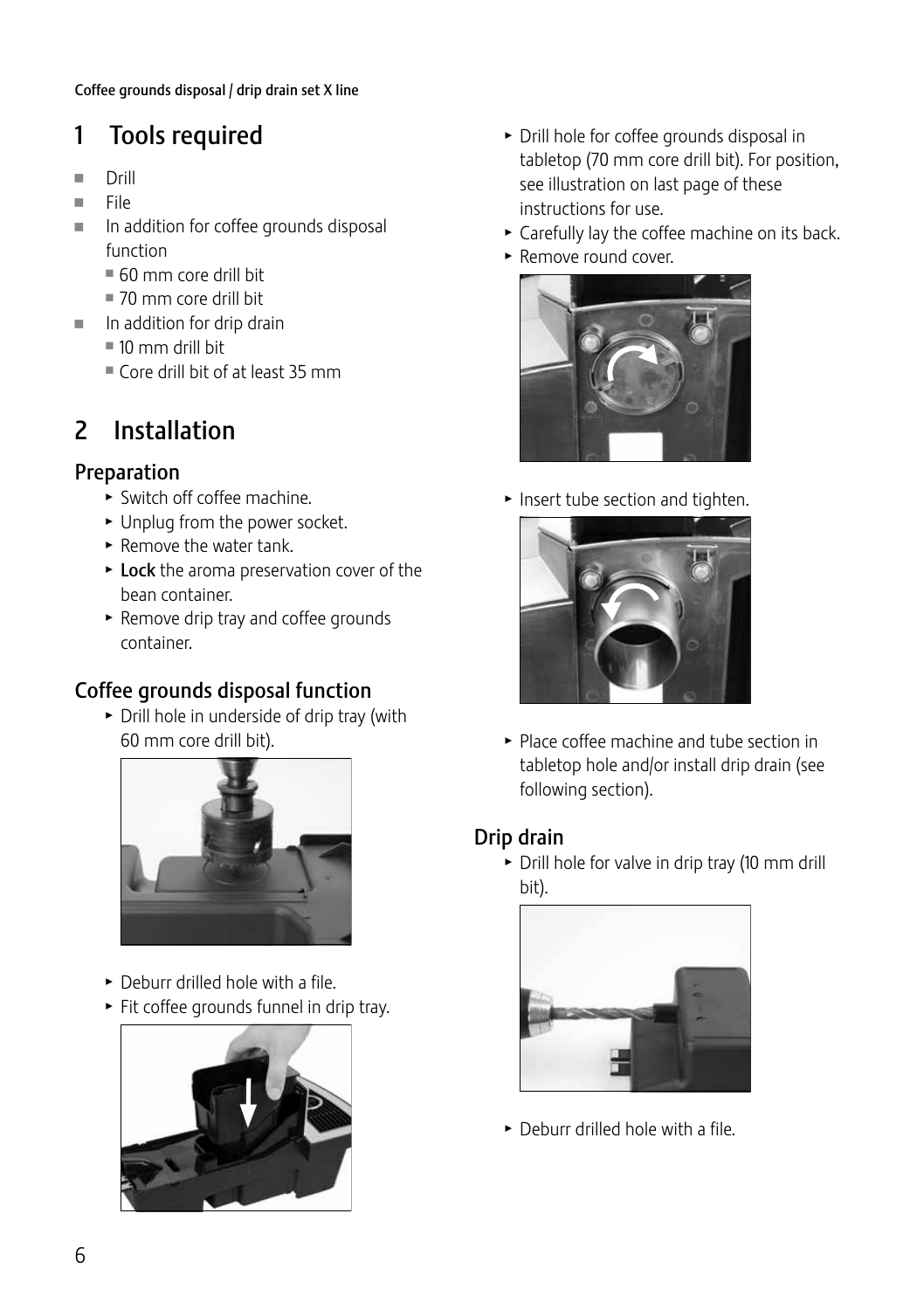# 1 Tools required

- Drill
- File
- In addition for coffee grounds disposal function
  - 60 mm core drill bit
  - 70 mm core drill bit
- In addition for drip drain
  - 10 mm drill bit
  - Core drill bit of at least 35 mm

# 2 Installation

## Preparation

- Switch off coffee machine.
- Unplug from the power socket.
- Remove the water tank.
- **Lock** the aroma preservation cover of the bean container.
- Remove drip tray and coffee grounds container.

## Coffee grounds disposal function

- Drill hole in underside of drip tray (with 60 mm core drill bit).
- Deburr drilled hole with a file.
- Fit coffee grounds funnel in drip tray.
- Drill hole for coffee grounds disposal in tabletop (70 mm core drill bit). For position, see illustration on last page of these instructions for use.
- Carefully lay the coffee machine on its back.
- Remove round cover.
- Insert tube section and tighten.
- Place coffee machine and tube section in tabletop hole and/or install drip drain (see following section).

## Drip drain

- Drill hole for valve in drip tray (10 mm drill bit).
- Deburr drilled hole with a file.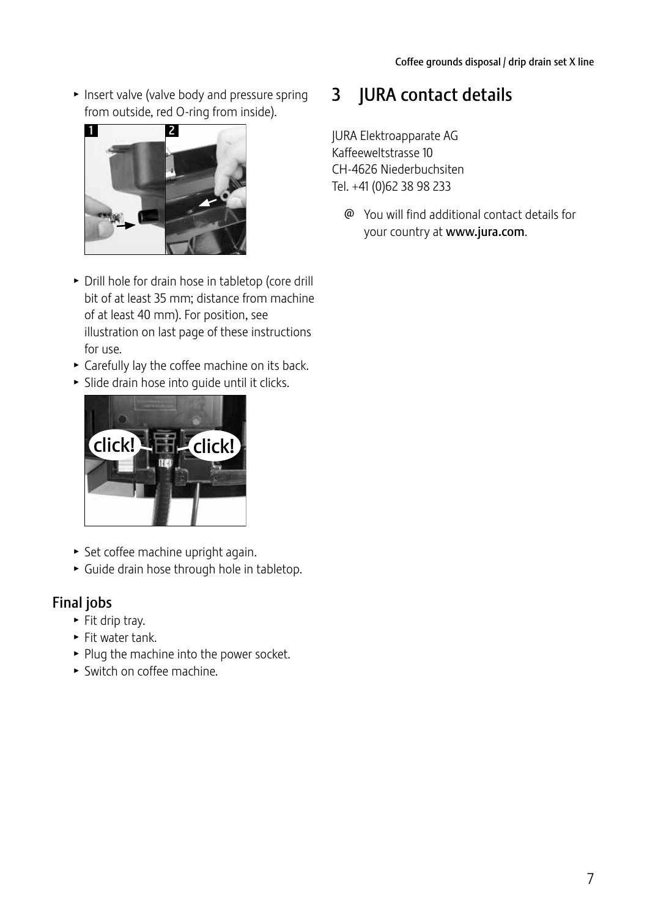- Insert valve (valve body and pressure spring from outside, red O-ring from inside).

- Drill hole for drain hose in tabletop (core drill bit of at least 35 mm; distance from machine of at least 40 mm). For position, see illustration on last page of these instructions for use.
- Carefully lay the coffee machine on its back.
- Slide drain hose into guide until it clicks.

- Set coffee machine upright again.
- Guide drain hose through hole in tabletop.

### Final jobs

- Fit drip tray.
- Fit water tank.
- Plug the machine into the power socket.
- Switch on coffee machine.

# 3 JURA contact details

JURA Elektroapparate AG
Kaffeeweltstrasse 10
CH-4626 Niederbuchsiten
Tel. +41 (0)62 38 98 233

@ You will find additional contact details for your country at **www.jura.com**.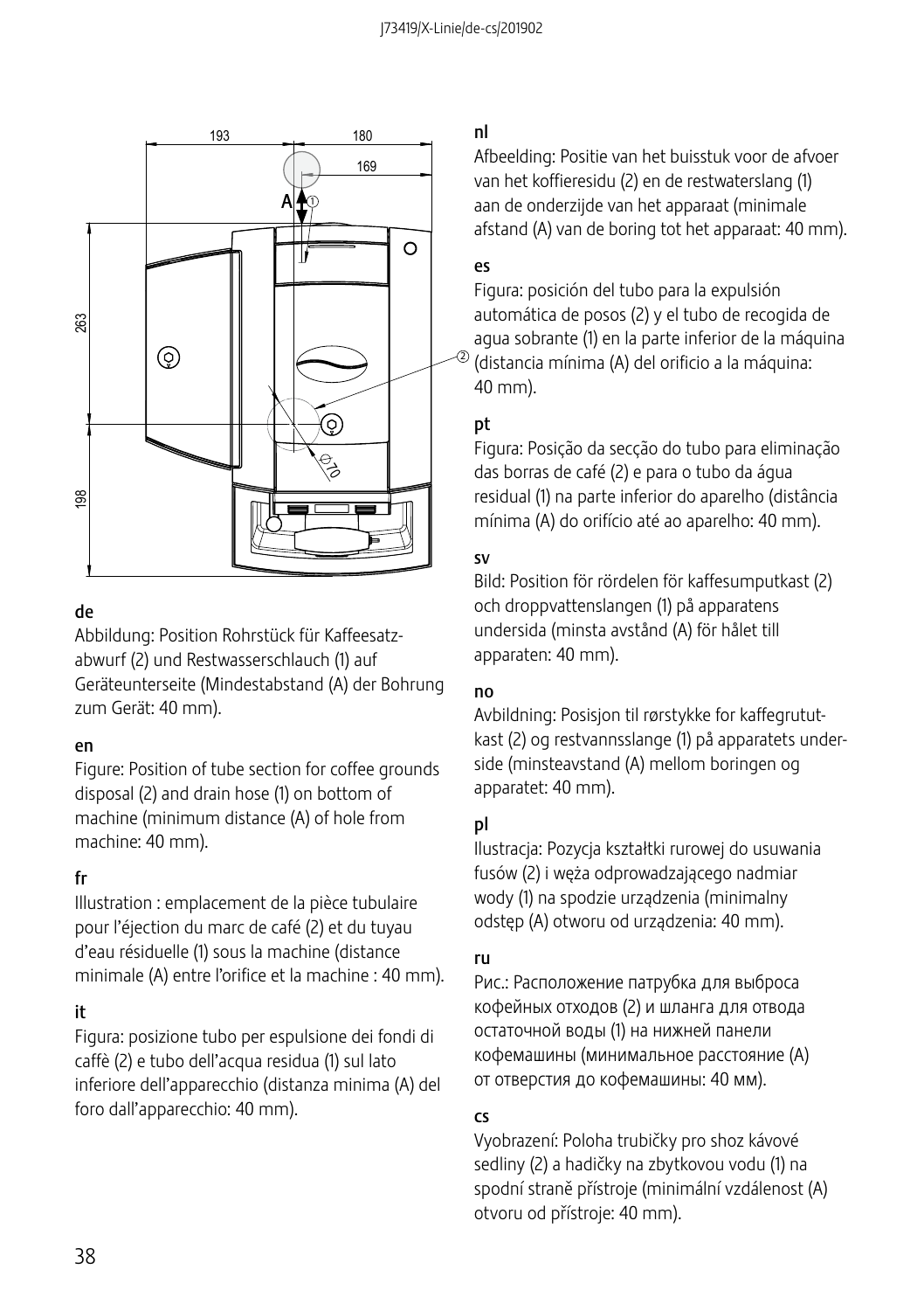193

180

169

A

①

263

②

Ø70

198

**de**

Abbildung: Position Rohrstück für Kaffeesatz­abwurf (2) und Restwasserschlauch (1) auf Geräteunterseite (Mindestabstand (A) der Bohrung zum Gerät: 40 mm).

**en**

Figure: Position of tube section for coffee grounds disposal (2) and drain hose (1) on bottom of machine (minimum distance (A) of hole from machine: 40 mm).

**fr**

Illustration : emplacement de la pièce tubulaire pour l'éjection du marc de café (2) et du tuyau d'eau résiduelle (1) sous la machine (distance minimale (A) entre l'orifice et la machine : 40 mm).

**it**

Figura: posizione tubo per espulsione dei fondi di caffè (2) e tubo dell'acqua residua (1) sul lato inferiore dell'apparecchio (distanza minima (A) del foro dall'apparecchio: 40 mm).

**nl**

Afbeelding: Positie van het buisstuk voor de afvoer van het koffieresidu (2) en de restwaterslang (1) aan de onderzijde van het apparaat (minimale afstand (A) van de boring tot het apparaat: 40 mm).

**es**

Figura: posición del tubo para la expulsión automática de posos (2) y el tubo de recogida de agua sobrante (1) en la parte inferior de la máquina (distancia mínima (A) del orificio a la máquina: 40 mm).

**pt**

Figura: Posição da secção do tubo para eliminação das borras de café (2) e para o tubo da água residual (1) na parte inferior do aparelho (distância mínima (A) do orifício até ao aparelho: 40 mm).

**sv**

Bild: Position för rördelen för kaffesumputkast (2) och droppvattenslangen (1) på apparatens undersida (minsta avstånd (A) för hålet till apparaten: 40 mm).

**no**

Avbildning: Posisjon til rørstykke for kaffegrutut­kast (2) og restvannsslange (1) på apparatets under­side (minsteavstand (A) mellom boringen og apparatet: 40 mm).

**pl**

Ilustracja: Pozycja kształtki rurowej do usuwania fusów (2) i węża odprowadzającego nadmiar wody (1) na spodzie urządzenia (minimalny odstęp (A) otworu od urządzenia: 40 mm).

**ru**

Рис.: Расположение патрубка для выброса кофейных отходов (2) и шланга для отвода остаточной воды (1) на нижней панели кофемашины (минимальное расстояние (A) от отверстия до кофемашины: 40 мм).

**cs**

Vyobrazení: Poloha trubičky pro shoz kávové sedliny (2) a hadičky na zbytkovou vodu (1) na spodní straně přístroje (minimální vzdálenost (A) otvoru od přístroje: 40 mm).